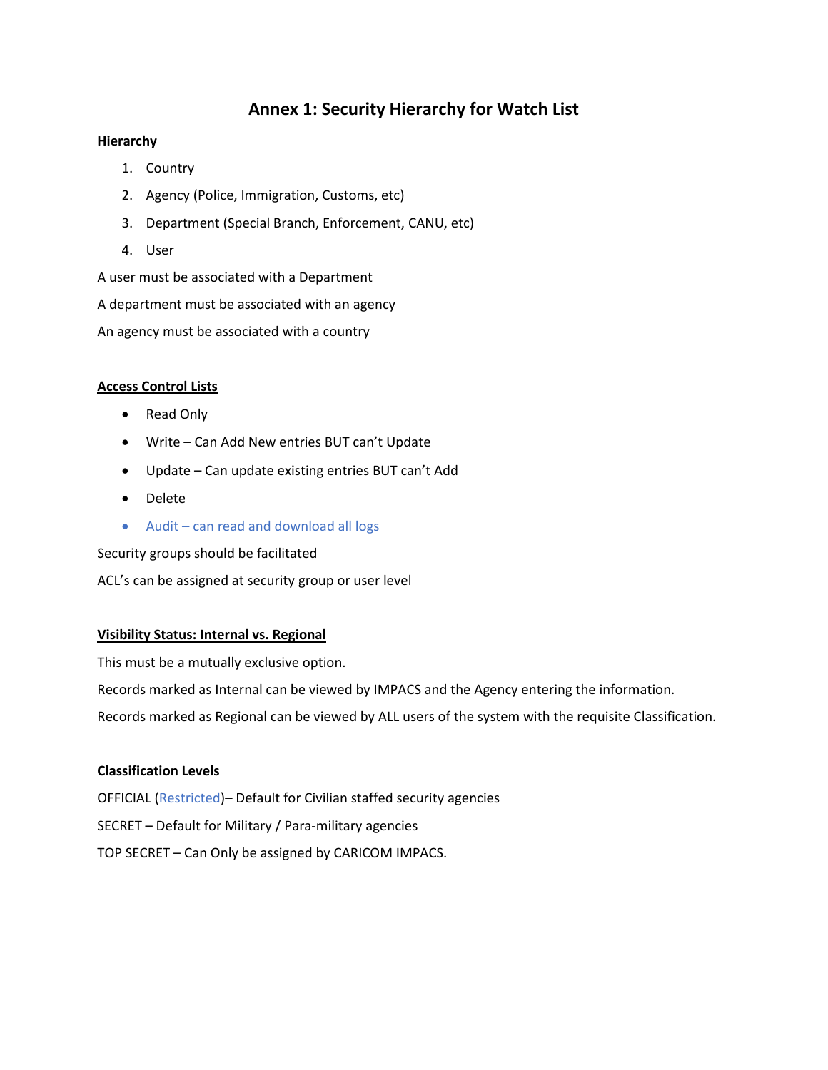# Annex 1: Security Hierarchy for Watch List

**Hierarchy**

1. Country
2. Agency (Police, Immigration, Customs, etc)
3. Department (Special Branch, Enforcement, CANU, etc)
4. User

A user must be associated with a Department

A department must be associated with an agency

An agency must be associated with a country

**Access Control Lists**

- Read Only
- Write – Can Add New entries BUT can't Update
- Update – Can update existing entries BUT can't Add
- Delete
- Audit – can read and download all logs

Security groups should be facilitated

ACL's can be assigned at security group or user level

**Visibility Status: Internal vs. Regional**

This must be a mutually exclusive option.

Records marked as Internal can be viewed by IMPACS and the Agency entering the information.

Records marked as Regional can be viewed by ALL users of the system with the requisite Classification.

**Classification Levels**

OFFICIAL (Restricted)– Default for Civilian staffed security agencies

SECRET – Default for Military / Para-military agencies

TOP SECRET – Can Only be assigned by CARICOM IMPACS.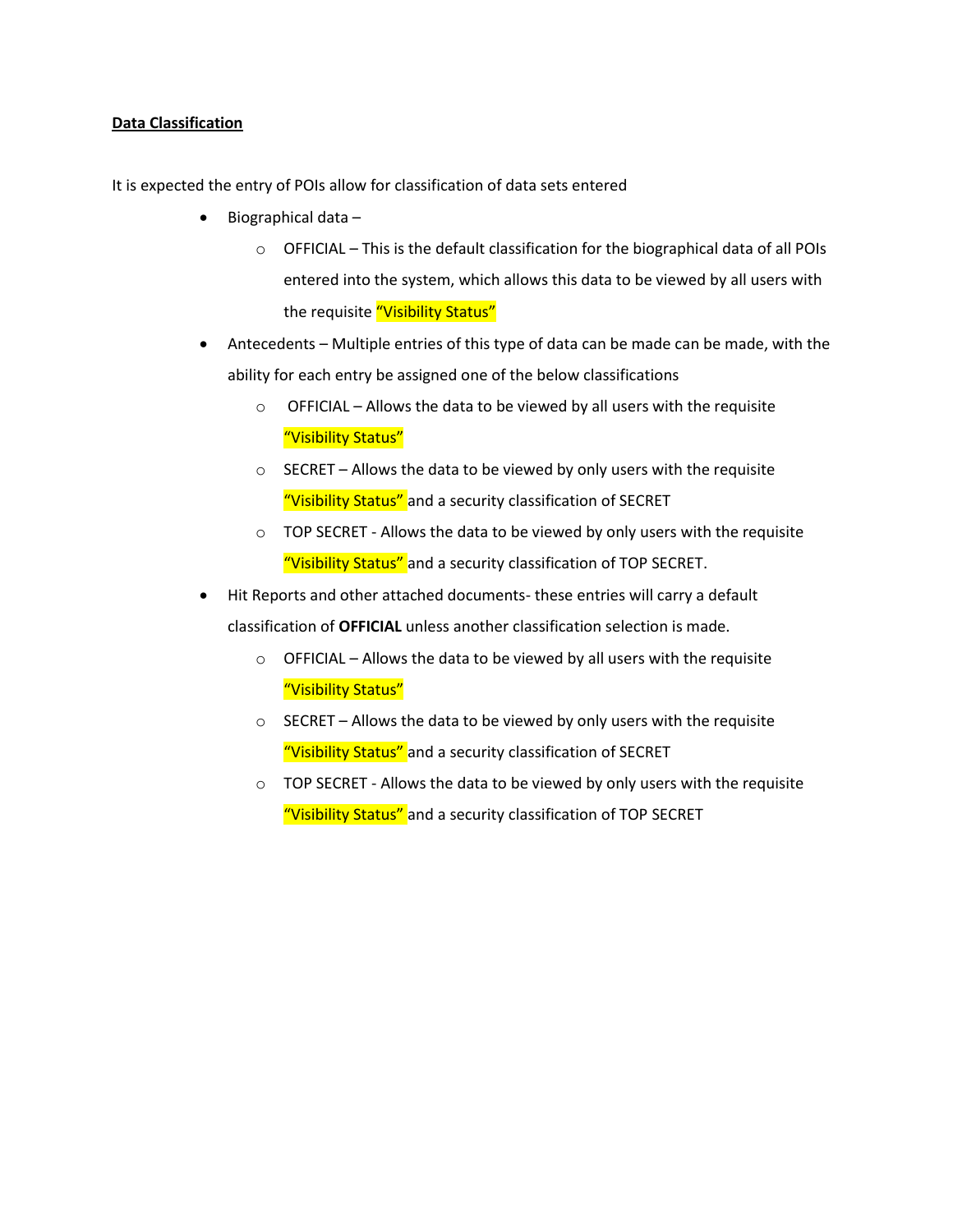**<u>Data Classification</u>**

It is expected the entry of POIs allow for classification of data sets entered

- Biographical data –
  - OFFICIAL – This is the default classification for the biographical data of all POIs entered into the system, which allows this data to be viewed by all users with the requisite "Visibility Status"
- Antecedents – Multiple entries of this type of data can be made can be made, with the ability for each entry be assigned one of the below classifications
  - OFFICIAL – Allows the data to be viewed by all users with the requisite "Visibility Status"
  - SECRET – Allows the data to be viewed by only users with the requisite "Visibility Status" and a security classification of SECRET
  - TOP SECRET - Allows the data to be viewed by only users with the requisite "Visibility Status" and a security classification of TOP SECRET.
- Hit Reports and other attached documents- these entries will carry a default classification of **OFFICIAL** unless another classification selection is made.
  - OFFICIAL – Allows the data to be viewed by all users with the requisite "Visibility Status"
  - SECRET – Allows the data to be viewed by only users with the requisite "Visibility Status" and a security classification of SECRET
  - TOP SECRET - Allows the data to be viewed by only users with the requisite "Visibility Status" and a security classification of TOP SECRET